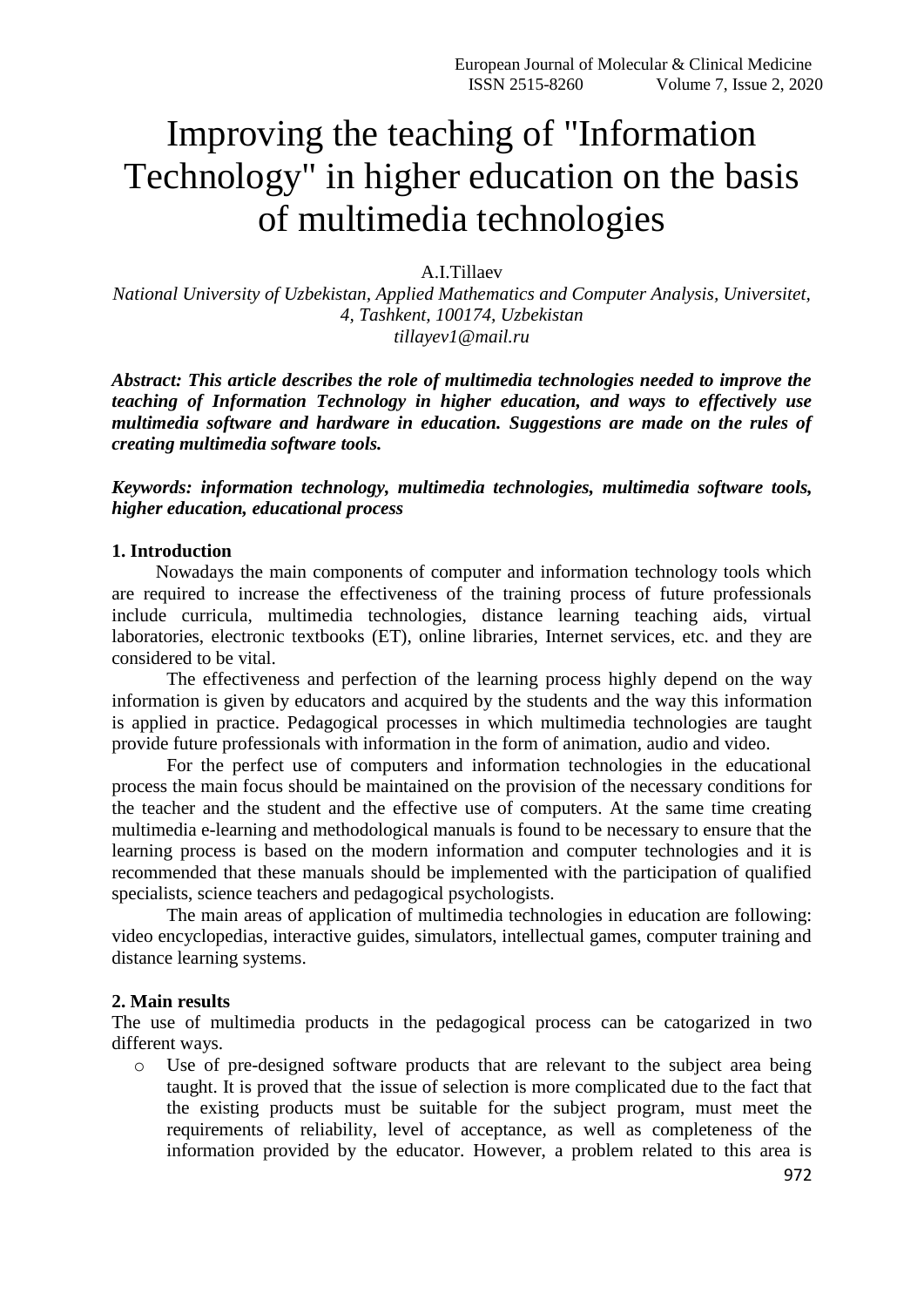# Improving the teaching of "Information Technology" in higher education on the basis of multimedia technologies

A.I.Tillaev

*National University of Uzbekistan, Applied Mathematics and Computer Analysis, Universitet, 4, Tashkent, 100174, Uzbekistan*
*tillayev1@mail.ru*

***Abstract: This article describes the role of multimedia technologies needed to improve the teaching of Information Technology in higher education, and ways to effectively use multimedia software and hardware in education. Suggestions are made on the rules of creating multimedia software tools.***

***Keywords: information technology, multimedia technologies, multimedia software tools, higher education, educational process***

## 1. Introduction

Nowadays the main components of computer and information technology tools which are required to increase the effectiveness of the training process of future professionals include curricula, multimedia technologies, distance learning teaching aids, virtual laboratories, electronic textbooks (ET), online libraries, Internet services, etc. and they are considered to be vital.

The effectiveness and perfection of the learning process highly depend on the way information is given by educators and acquired by the students and the way this information is applied in practice. Pedagogical processes in which multimedia technologies are taught provide future professionals with information in the form of animation, audio and video.

For the perfect use of computers and information technologies in the educational process the main focus should be maintained on the provision of the necessary conditions for the teacher and the student and the effective use of computers. At the same time creating multimedia e-learning and methodological manuals is found to be necessary to ensure that the learning process is based on the modern information and computer technologies and it is recommended that these manuals should be implemented with the participation of qualified specialists, science teachers and pedagogical psychologists.

The main areas of application of multimedia technologies in education are following: video encyclopedias, interactive guides, simulators, intellectual games, computer training and distance learning systems.

## 2. Main results

The use of multimedia products in the pedagogical process can be catogarized in two different ways.

- Use of pre-designed software products that are relevant to the subject area being taught. It is proved that the issue of selection is more complicated due to the fact that the existing products must be suitable for the subject program, must meet the requirements of reliability, level of acceptance, as well as completeness of the information provided by the educator. However, a problem related to this area is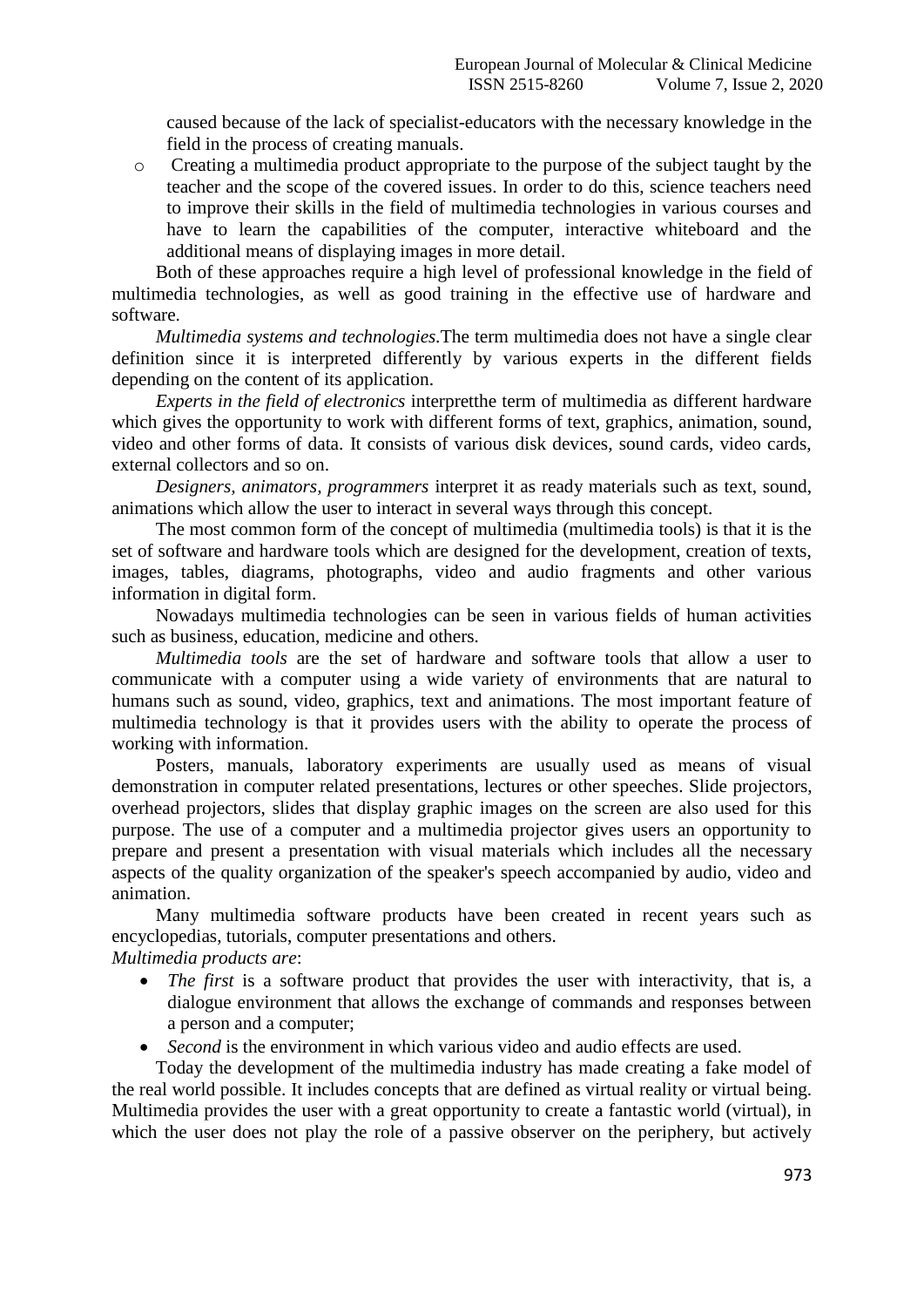caused because of the lack of specialist-educators with the necessary knowledge in the field in the process of creating manuals.

- Creating a multimedia product appropriate to the purpose of the subject taught by the teacher and the scope of the covered issues. In order to do this, science teachers need to improve their skills in the field of multimedia technologies in various courses and have to learn the capabilities of the computer, interactive whiteboard and the additional means of displaying images in more detail.

Both of these approaches require a high level of professional knowledge in the field of multimedia technologies, as well as good training in the effective use of hardware and software.

*Multimedia systems and technologies.*The term multimedia does not have a single clear definition since it is interpreted differently by various experts in the different fields depending on the content of its application.

*Experts in the field of electronics* interpretthe term of multimedia as different hardware which gives the opportunity to work with different forms of text, graphics, animation, sound, video and other forms of data. It consists of various disk devices, sound cards, video cards, external collectors and so on.

*Designers, animators, programmers* interpret it as ready materials such as text, sound, animations which allow the user to interact in several ways through this concept.

The most common form of the concept of multimedia (multimedia tools) is that it is the set of software and hardware tools which are designed for the development, creation of texts, images, tables, diagrams, photographs, video and audio fragments and other various information in digital form.

Nowadays multimedia technologies can be seen in various fields of human activities such as business, education, medicine and others.

*Multimedia tools* are the set of hardware and software tools that allow a user to communicate with a computer using a wide variety of environments that are natural to humans such as sound, video, graphics, text and animations. The most important feature of multimedia technology is that it provides users with the ability to operate the process of working with information.

Posters, manuals, laboratory experiments are usually used as means of visual demonstration in computer related presentations, lectures or other speeches. Slide projectors, overhead projectors, slides that display graphic images on the screen are also used for this purpose. The use of a computer and a multimedia projector gives users an opportunity to prepare and present a presentation with visual materials which includes all the necessary aspects of the quality organization of the speaker's speech accompanied by audio, video and animation.

Many multimedia software products have been created in recent years such as encyclopedias, tutorials, computer presentations and others.

*Multimedia products are*:

- *The first* is a software product that provides the user with interactivity, that is, a dialogue environment that allows the exchange of commands and responses between a person and a computer;
- *Second* is the environment in which various video and audio effects are used.

Today the development of the multimedia industry has made creating a fake model of the real world possible. It includes concepts that are defined as virtual reality or virtual being. Multimedia provides the user with a great opportunity to create a fantastic world (virtual), in which the user does not play the role of a passive observer on the periphery, but actively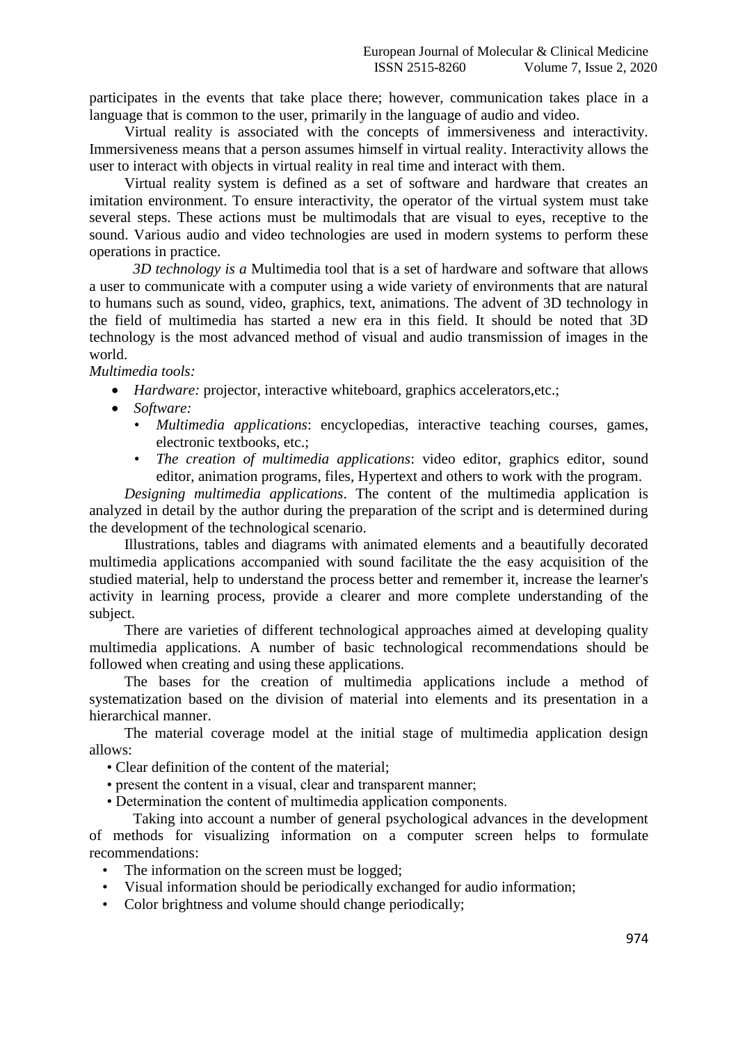participates in the events that take place there; however, communication takes place in a language that is common to the user, primarily in the language of audio and video.

Virtual reality is associated with the concepts of immersiveness and interactivity. Immersiveness means that a person assumes himself in virtual reality. Interactivity allows the user to interact with objects in virtual reality in real time and interact with them.

Virtual reality system is defined as a set of software and hardware that creates an imitation environment. To ensure interactivity, the operator of the virtual system must take several steps. These actions must be multimodals that are visual to eyes, receptive to the sound. Various audio and video technologies are used in modern systems to perform these operations in practice.

*3D technology is a* Multimedia tool that is a set of hardware and software that allows a user to communicate with a computer using a wide variety of environments that are natural to humans such as sound, video, graphics, text, animations. The advent of 3D technology in the field of multimedia has started a new era in this field. It should be noted that 3D technology is the most advanced method of visual and audio transmission of images in the world.

*Multimedia tools:*

- *Hardware:* projector, interactive whiteboard, graphics accelerators,etc.;
- *Software:*
  - *Multimedia applications*: encyclopedias, interactive teaching courses, games, electronic textbooks, etc.;
  - *The creation of multimedia applications*: video editor, graphics editor, sound editor, animation programs, files, Hypertext and others to work with the program.

*Designing multimedia applications*. The content of the multimedia application is analyzed in detail by the author during the preparation of the script and is determined during the development of the technological scenario.

Illustrations, tables and diagrams with animated elements and a beautifully decorated multimedia applications accompanied with sound facilitate the the easy acquisition of the studied material, help to understand the process better and remember it, increase the learner's activity in learning process, provide a clearer and more complete understanding of the subject.

There are varieties of different technological approaches aimed at developing quality multimedia applications. A number of basic technological recommendations should be followed when creating and using these applications.

The bases for the creation of multimedia applications include a method of systematization based on the division of material into elements and its presentation in a hierarchical manner.

The material coverage model at the initial stage of multimedia application design allows:

- Clear definition of the content of the material;
- present the content in a visual, clear and transparent manner;
- Determination the content of multimedia application components.

Taking into account a number of general psychological advances in the development of methods for visualizing information on a computer screen helps to formulate recommendations:

- The information on the screen must be logged;
- Visual information should be periodically exchanged for audio information;
- Color brightness and volume should change periodically;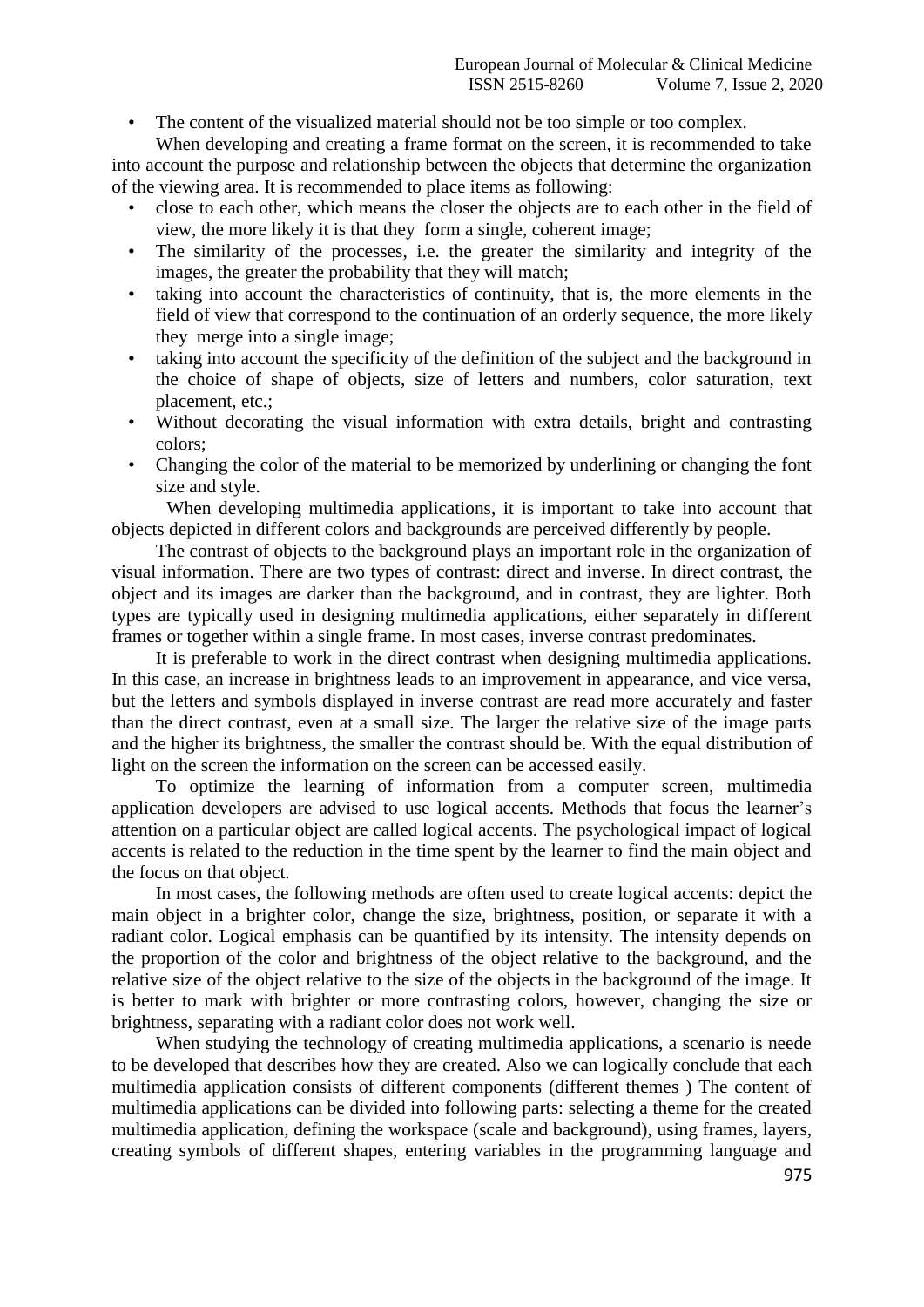- The content of the visualized material should not be too simple or too complex.

When developing and creating a frame format on the screen, it is recommended to take into account the purpose and relationship between the objects that determine the organization of the viewing area. It is recommended to place items as following:

- close to each other, which means the closer the objects are to each other in the field of view, the more likely it is that they form a single, coherent image;
- The similarity of the processes, i.e. the greater the similarity and integrity of the images, the greater the probability that they will match;
- taking into account the characteristics of continuity, that is, the more elements in the field of view that correspond to the continuation of an orderly sequence, the more likely they merge into a single image;
- taking into account the specificity of the definition of the subject and the background in the choice of shape of objects, size of letters and numbers, color saturation, text placement, etc.;
- Without decorating the visual information with extra details, bright and contrasting colors;
- Changing the color of the material to be memorized by underlining or changing the font size and style.

When developing multimedia applications, it is important to take into account that objects depicted in different colors and backgrounds are perceived differently by people.

The contrast of objects to the background plays an important role in the organization of visual information. There are two types of contrast: direct and inverse. In direct contrast, the object and its images are darker than the background, and in contrast, they are lighter. Both types are typically used in designing multimedia applications, either separately in different frames or together within a single frame. In most cases, inverse contrast predominates.

It is preferable to work in the direct contrast when designing multimedia applications. In this case, an increase in brightness leads to an improvement in appearance, and vice versa, but the letters and symbols displayed in inverse contrast are read more accurately and faster than the direct contrast, even at a small size. The larger the relative size of the image parts and the higher its brightness, the smaller the contrast should be. With the equal distribution of light on the screen the information on the screen can be accessed easily.

To optimize the learning of information from a computer screen, multimedia application developers are advised to use logical accents. Methods that focus the learner's attention on a particular object are called logical accents. The psychological impact of logical accents is related to the reduction in the time spent by the learner to find the main object and the focus on that object.

In most cases, the following methods are often used to create logical accents: depict the main object in a brighter color, change the size, brightness, position, or separate it with a radiant color. Logical emphasis can be quantified by its intensity. The intensity depends on the proportion of the color and brightness of the object relative to the background, and the relative size of the object relative to the size of the objects in the background of the image. It is better to mark with brighter or more contrasting colors, however, changing the size or brightness, separating with a radiant color does not work well.

When studying the technology of creating multimedia applications, a scenario is neede to be developed that describes how they are created. Also we can logically conclude that each multimedia application consists of different components (different themes ) The content of multimedia applications can be divided into following parts: selecting a theme for the created multimedia application, defining the workspace (scale and background), using frames, layers, creating symbols of different shapes, entering variables in the programming language and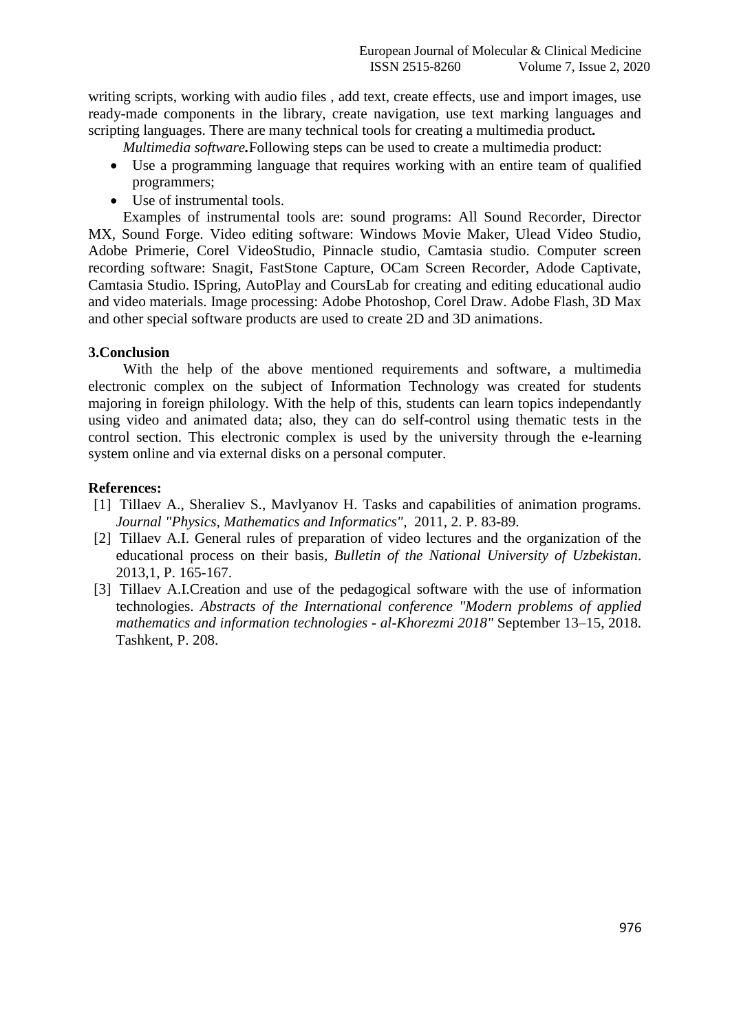writing scripts, working with audio files , add text, create effects, use and import images, use ready-made components in the library, create navigation, use text marking languages and scripting languages. There are many technical tools for creating a multimedia product**.**

*Multimedia software***.**Following steps can be used to create a multimedia product:

- Use a programming language that requires working with an entire team of qualified programmers;
- Use of instrumental tools.

Examples of instrumental tools are: sound programs: All Sound Recorder, Director MX, Sound Forge. Video editing software: Windows Movie Maker, Ulead Video Studio, Adobe Primerie, Corel VideoStudio, Pinnacle studio, Camtasia studio. Computer screen recording software: Snagit, FastStone Capture, OCam Screen Recorder, Adode Captivate, Camtasia Studio. ISpring, AutoPlay and CoursLab for creating and editing educational audio and video materials. Image processing: Adobe Photoshop, Corel Draw. Adobe Flash, 3D Max and other special software products are used to create 2D and 3D animations.

## 3.Conclusion

With the help of the above mentioned requirements and software, a multimedia electronic complex on the subject of Information Technology was created for students majoring in foreign philology. With the help of this, students can learn topics independantly using video and animated data; also, they can do self-control using thematic tests in the control section. This electronic complex is used by the university through the e-learning system online and via external disks on a personal computer.

## References:

[1] Tillaev A., Sheraliev S., Mavlyanov H. Tasks and capabilities of animation programs. *Journal "Physics, Mathematics and Informatics"*, 2011, 2. P. 83-89.

[2] Tillaev A.I. General rules of preparation of video lectures and the organization of the educational process on their basis, *Bulletin of the National University of Uzbekistan*. 2013,1, P. 165-167.

[3] Tillaev A.I.Creation and use of the pedagogical software with the use of information technologies. *Abstracts of the International conference "Modern problems of applied mathematics and information technologies - al-Khorezmi 2018"* September 13–15, 2018. Tashkent, P. 208.